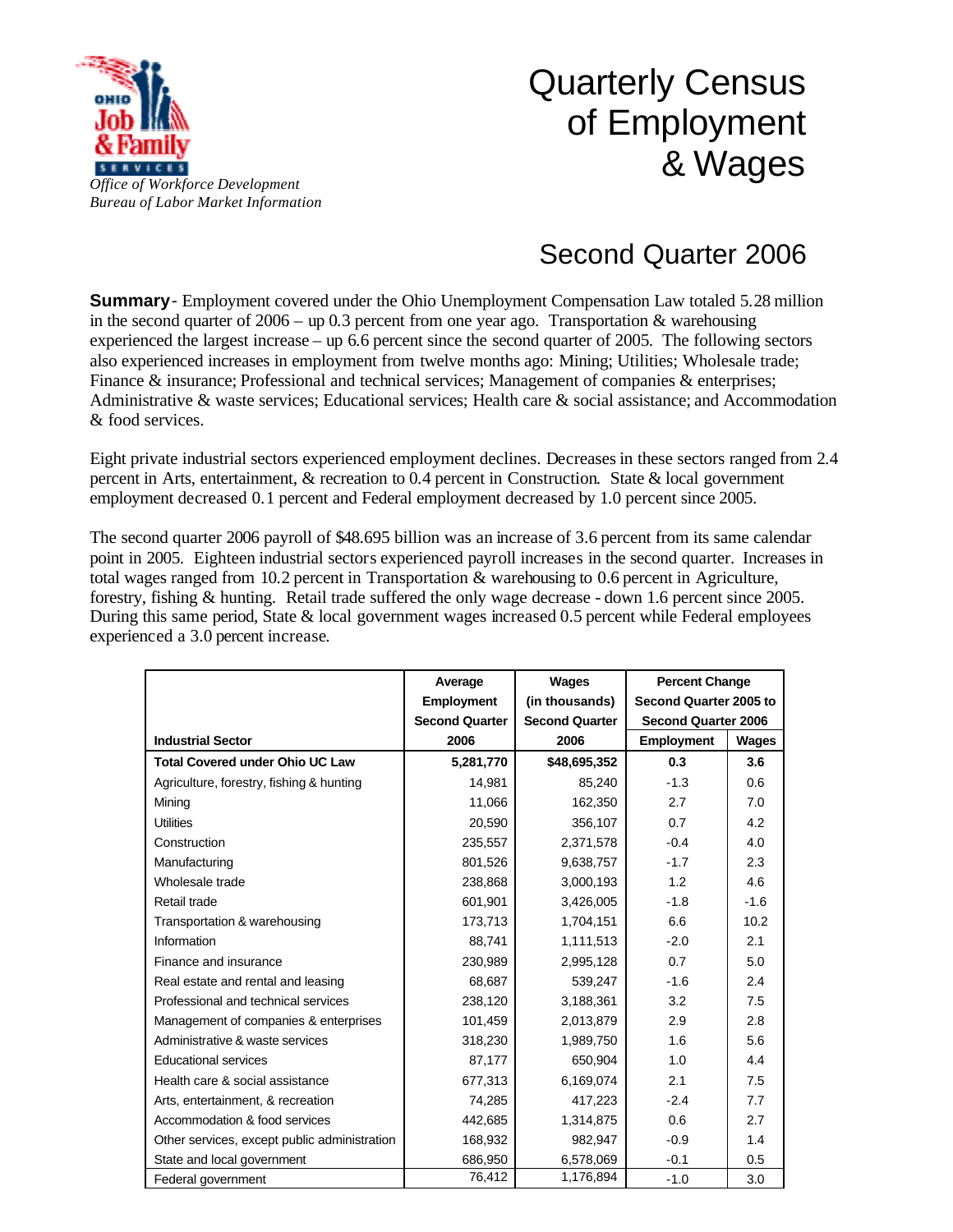Office of Workforce Development
Bureau of Labor Market Information

# Quarterly Census of Employment & Wages

## Second Quarter 2006

**Summary** - Employment covered under the Ohio Unemployment Compensation Law totaled 5.28 million in the second quarter of 2006 – up 0.3 percent from one year ago. Transportation & warehousing experienced the largest increase – up 6.6 percent since the second quarter of 2005. The following sectors also experienced increases in employment from twelve months ago: Mining; Utilities; Wholesale trade; Finance & insurance; Professional and technical services; Management of companies & enterprises; Administrative & waste services; Educational services; Health care & social assistance; and Accommodation & food services.

Eight private industrial sectors experienced employment declines. Decreases in these sectors ranged from 2.4 percent in Arts, entertainment, & recreation to 0.4 percent in Construction. State & local government employment decreased 0.1 percent and Federal employment decreased by 1.0 percent since 2005.

The second quarter 2006 payroll of $48.695 billion was an increase of 3.6 percent from its same calendar point in 2005. Eighteen industrial sectors experienced payroll increases in the second quarter. Increases in total wages ranged from 10.2 percent in Transportation & warehousing to 0.6 percent in Agriculture, forestry, fishing & hunting. Retail trade suffered the only wage decrease - down 1.6 percent since 2005. During this same period, State & local government wages increased 0.5 percent while Federal employees experienced a 3.0 percent increase.

| Industrial Sector | Average Employment Second Quarter 2006 | Wages (in thousands) Second Quarter 2006 | Percent Change Second Quarter 2005 to Second Quarter 2006 | |
|---|---|---|---|---|
| | | | Employment | Wages |
| **Total Covered under Ohio UC Law** | **5,281,770** | **$48,695,352** | **0.3** | **3.6** |
| Agriculture, forestry, fishing & hunting | 14,981 | 85,240 | -1.3 | 0.6 |
| Mining | 11,066 | 162,350 | 2.7 | 7.0 |
| Utilities | 20,590 | 356,107 | 0.7 | 4.2 |
| Construction | 235,557 | 2,371,578 | -0.4 | 4.0 |
| Manufacturing | 801,526 | 9,638,757 | -1.7 | 2.3 |
| Wholesale trade | 238,868 | 3,000,193 | 1.2 | 4.6 |
| Retail trade | 601,901 | 3,426,005 | -1.8 | -1.6 |
| Transportation & warehousing | 173,713 | 1,704,151 | 6.6 | 10.2 |
| Information | 88,741 | 1,111,513 | -2.0 | 2.1 |
| Finance and insurance | 230,989 | 2,995,128 | 0.7 | 5.0 |
| Real estate and rental and leasing | 68,687 | 539,247 | -1.6 | 2.4 |
| Professional and technical services | 238,120 | 3,188,361 | 3.2 | 7.5 |
| Management of companies & enterprises | 101,459 | 2,013,879 | 2.9 | 2.8 |
| Administrative & waste services | 318,230 | 1,989,750 | 1.6 | 5.6 |
| Educational services | 87,177 | 650,904 | 1.0 | 4.4 |
| Health care & social assistance | 677,313 | 6,169,074 | 2.1 | 7.5 |
| Arts, entertainment, & recreation | 74,285 | 417,223 | -2.4 | 7.7 |
| Accommodation & food services | 442,685 | 1,314,875 | 0.6 | 2.7 |
| Other services, except public administration | 168,932 | 982,947 | -0.9 | 1.4 |
| State and local government | 686,950 | 6,578,069 | -0.1 | 0.5 |
| Federal government | 76,412 | 1,176,894 | -1.0 | 3.0 |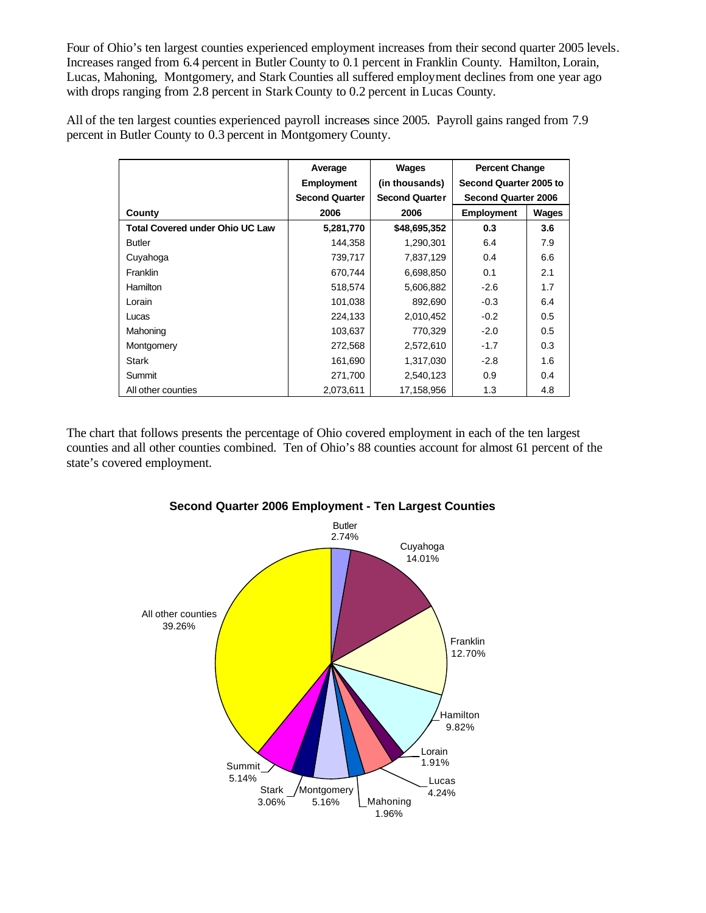Four of Ohio's ten largest counties experienced employment increases from their second quarter 2005 levels. Increases ranged from 6.4 percent in Butler County to 0.1 percent in Franklin County. Hamilton, Lorain, Lucas, Mahoning, Montgomery, and Stark Counties all suffered employment declines from one year ago with drops ranging from 2.8 percent in Stark County to 0.2 percent in Lucas County.

All of the ten largest counties experienced payroll increases since 2005. Payroll gains ranged from 7.9 percent in Butler County to 0.3 percent in Montgomery County.

| County | Average Employment Second Quarter 2006 | Wages (in thousands) Second Quarter 2006 | Percent Change Second Quarter 2005 to Second Quarter 2006 | |
|---|---|---|---|---|
| | | | Employment | Wages |
| **Total Covered under Ohio UC Law** | **5,281,770** | **$48,695,352** | **0.3** | **3.6** |
| Butler | 144,358 | 1,290,301 | 6.4 | 7.9 |
| Cuyahoga | 739,717 | 7,837,129 | 0.4 | 6.6 |
| Franklin | 670,744 | 6,698,850 | 0.1 | 2.1 |
| Hamilton | 518,574 | 5,606,882 | -2.6 | 1.7 |
| Lorain | 101,038 | 892,690 | -0.3 | 6.4 |
| Lucas | 224,133 | 2,010,452 | -0.2 | 0.5 |
| Mahoning | 103,637 | 770,329 | -2.0 | 0.5 |
| Montgomery | 272,568 | 2,572,610 | -1.7 | 0.3 |
| Stark | 161,690 | 1,317,030 | -2.8 | 1.6 |
| Summit | 271,700 | 2,540,123 | 0.9 | 0.4 |
| All other counties | 2,073,611 | 17,158,956 | 1.3 | 4.8 |

The chart that follows presents the percentage of Ohio covered employment in each of the ten largest counties and all other counties combined. Ten of Ohio's 88 counties account for almost 61 percent of the state's covered employment.

**Second Quarter 2006 Employment - Ten Largest Counties**

Butler
2.74%

Cuyahoga
14.01%

Franklin
12.70%

Hamilton
9.82%

Lorain
1.91%

Lucas
4.24%

Mahoning
1.96%

Montgomery
5.16%

Stark
3.06%

Summit
5.14%

All other counties
39.26%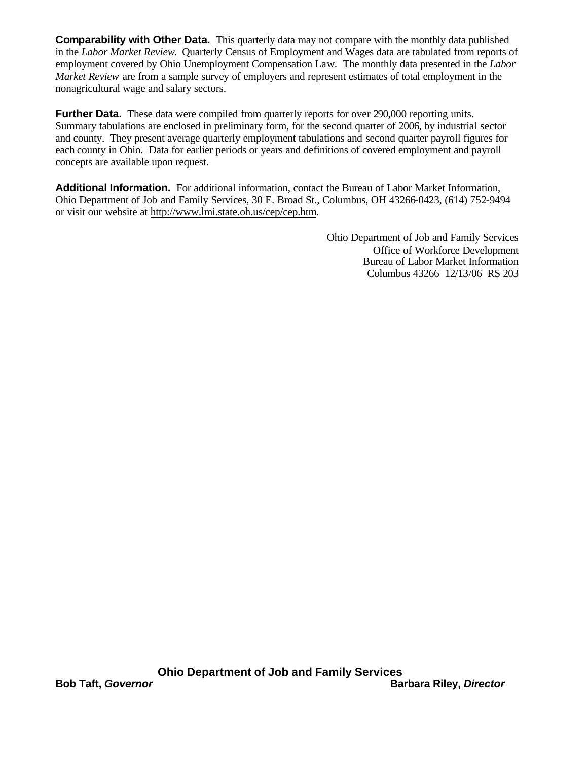**Comparability with Other Data.** This quarterly data may not compare with the monthly data published in the *Labor Market Review.* Quarterly Census of Employment and Wages data are tabulated from reports of employment covered by Ohio Unemployment Compensation Law. The monthly data presented in the *Labor Market Review* are from a sample survey of employers and represent estimates of total employment in the nonagricultural wage and salary sectors.

**Further Data.** These data were compiled from quarterly reports for over 290,000 reporting units. Summary tabulations are enclosed in preliminary form, for the second quarter of 2006, by industrial sector and county. They present average quarterly employment tabulations and second quarter payroll figures for each county in Ohio. Data for earlier periods or years and definitions of covered employment and payroll concepts are available upon request.

**Additional Information.** For additional information, contact the Bureau of Labor Market Information, Ohio Department of Job and Family Services, 30 E. Broad St., Columbus, OH 43266-0423, (614) 752-9494 or visit our website at http://www.lmi.state.oh.us/cep/cep.htm.

Ohio Department of Job and Family Services
Office of Workforce Development
Bureau of Labor Market Information
Columbus 43266 12/13/06 RS 203

**Ohio Department of Job and Family Services**

**Bob Taft, *Governor*** **Barbara Riley, *Director***